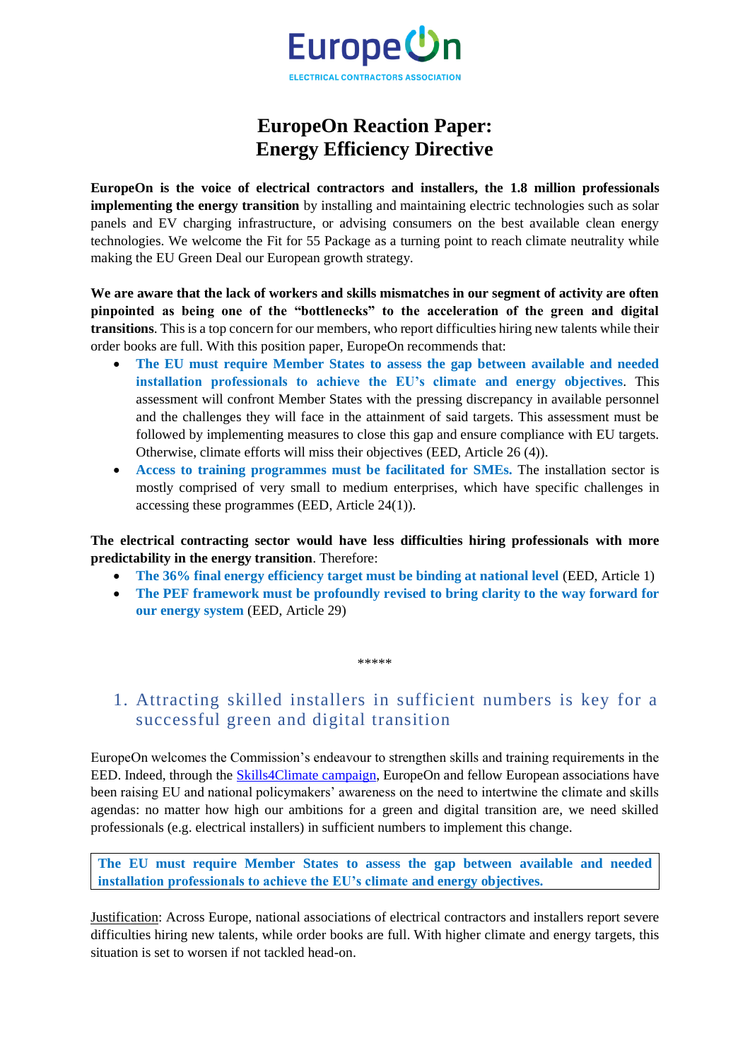# EuropeOn Reaction Paper: Energy Efficiency Directive

**EuropeOn is the voice of electrical contractors and installers, the 1.8 million professionals implementing the energy transition** by installing and maintaining electric technologies such as solar panels and EV charging infrastructure, or advising consumers on the best available clean energy technologies. We welcome the Fit for 55 Package as a turning point to reach climate neutrality while making the EU Green Deal our European growth strategy.

**We are aware that the lack of workers and skills mismatches in our segment of activity are often pinpointed as being one of the "bottlenecks" to the acceleration of the green and digital transitions**. This is a top concern for our members, who report difficulties hiring new talents while their order books are full. With this position paper, EuropeOn recommends that:

- **The EU must require Member States to assess the gap between available and needed installation professionals to achieve the EU's climate and energy objectives**. This assessment will confront Member States with the pressing discrepancy in available personnel and the challenges they will face in the attainment of said targets. This assessment must be followed by implementing measures to close this gap and ensure compliance with EU targets. Otherwise, climate efforts will miss their objectives (EED, Article 26 (4)).
- **Access to training programmes must be facilitated for SMEs.** The installation sector is mostly comprised of very small to medium enterprises, which have specific challenges in accessing these programmes (EED, Article 24(1)).

**The electrical contracting sector would have less difficulties hiring professionals with more predictability in the energy transition**. Therefore:

- **The 36% final energy efficiency target must be binding at national level** (EED, Article 1)
- **The PEF framework must be profoundly revised to bring clarity to the way forward for our energy system** (EED, Article 29)

*****

## 1. Attracting skilled installers in sufficient numbers is key for a successful green and digital transition

EuropeOn welcomes the Commission's endeavour to strengthen skills and training requirements in the EED. Indeed, through the Skills4Climate campaign, EuropeOn and fellow European associations have been raising EU and national policymakers' awareness on the need to intertwine the climate and skills agendas: no matter how high our ambitions for a green and digital transition are, we need skilled professionals (e.g. electrical installers) in sufficient numbers to implement this change.

**The EU must require Member States to assess the gap between available and needed installation professionals to achieve the EU's climate and energy objectives.**

Justification: Across Europe, national associations of electrical contractors and installers report severe difficulties hiring new talents, while order books are full. With higher climate and energy targets, this situation is set to worsen if not tackled head-on.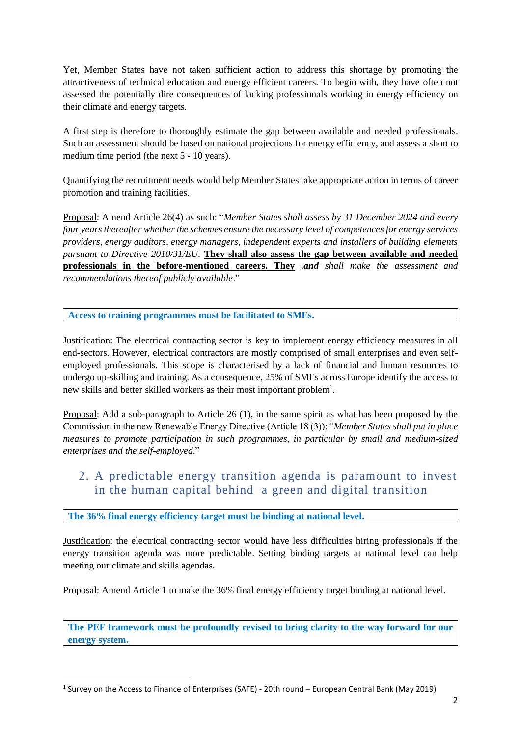Yet, Member States have not taken sufficient action to address this shortage by promoting the attractiveness of technical education and energy efficient careers. To begin with, they have often not assessed the potentially dire consequences of lacking professionals working in energy efficiency on their climate and energy targets.

A first step is therefore to thoroughly estimate the gap between available and needed professionals. Such an assessment should be based on national projections for energy efficiency, and assess a short to medium time period (the next 5 - 10 years).

Quantifying the recruitment needs would help Member States take appropriate action in terms of career promotion and training facilities.

Proposal: Amend Article 26(4) as such: "*Member States shall assess by 31 December 2024 and every four years thereafter whether the schemes ensure the necessary level of competences for energy services providers, energy auditors, energy managers, independent experts and installers of building elements pursuant to Directive 2010/31/EU.* **They shall also assess the gap between available and needed professionals in the before-mentioned careers. They** ~~*, and*~~ *shall make the assessment and recommendations thereof publicly available*."

**Access to training programmes must be facilitated to SMEs.**

Justification: The electrical contracting sector is key to implement energy efficiency measures in all end-sectors. However, electrical contractors are mostly comprised of small enterprises and even self-employed professionals. This scope is characterised by a lack of financial and human resources to undergo up-skilling and training. As a consequence, 25% of SMEs across Europe identify the access to new skills and better skilled workers as their most important problem[1].

Proposal: Add a sub-paragraph to Article 26 (1), in the same spirit as what has been proposed by the Commission in the new Renewable Energy Directive (Article 18 (3)): "*Member States shall put in place measures to promote participation in such programmes, in particular by small and medium-sized enterprises and the self-employed*."

## 2. A predictable energy transition agenda is paramount to invest in the human capital behind a green and digital transition

**The 36% final energy efficiency target must be binding at national level.**

Justification: the electrical contracting sector would have less difficulties hiring professionals if the energy transition agenda was more predictable. Setting binding targets at national level can help meeting our climate and skills agendas.

Proposal: Amend Article 1 to make the 36% final energy efficiency target binding at national level.

**The PEF framework must be profoundly revised to bring clarity to the way forward for our energy system.**

[1] Survey on the Access to Finance of Enterprises (SAFE) - 20th round – European Central Bank (May 2019)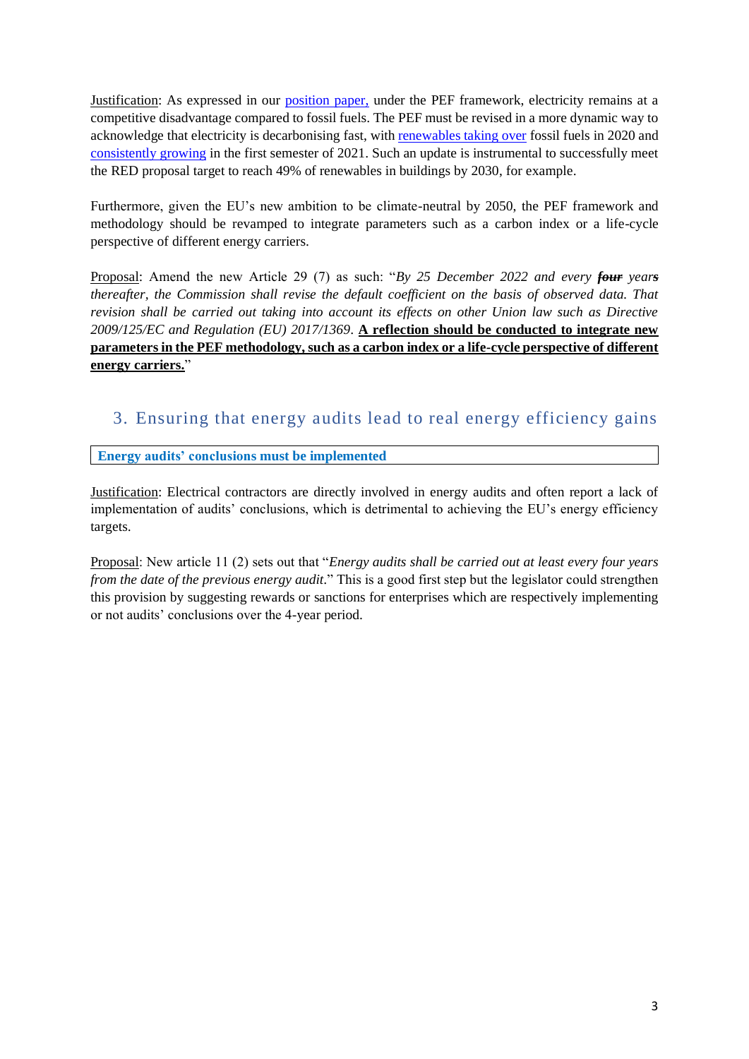Justification: As expressed in our position paper, under the PEF framework, electricity remains at a competitive disadvantage compared to fossil fuels. The PEF must be revised in a more dynamic way to acknowledge that electricity is decarbonising fast, with renewables taking over fossil fuels in 2020 and consistently growing in the first semester of 2021. Such an update is instrumental to successfully meet the RED proposal target to reach 49% of renewables in buildings by 2030, for example.

Furthermore, given the EU's new ambition to be climate-neutral by 2050, the PEF framework and methodology should be revamped to integrate parameters such as a carbon index or a life-cycle perspective of different energy carriers.

Proposal: Amend the new Article 29 (7) as such: "*By 25 December 2022 and every ~~**four**~~ year**s** thereafter, the Commission shall revise the default coefficient on the basis of observed data. That revision shall be carried out taking into account its effects on other Union law such as Directive 2009/125/EC and Regulation (EU) 2017/1369*. **A reflection should be conducted to integrate new parameters in the PEF methodology, such as a carbon index or a life-cycle perspective of different energy carriers.**"

## 3. Ensuring that energy audits lead to real energy efficiency gains

**Energy audits' conclusions must be implemented**

Justification: Electrical contractors are directly involved in energy audits and often report a lack of implementation of audits' conclusions, which is detrimental to achieving the EU's energy efficiency targets.

Proposal: New article 11 (2) sets out that "*Energy audits shall be carried out at least every four years from the date of the previous energy audit.*" This is a good first step but the legislator could strengthen this provision by suggesting rewards or sanctions for enterprises which are respectively implementing or not audits' conclusions over the 4-year period.